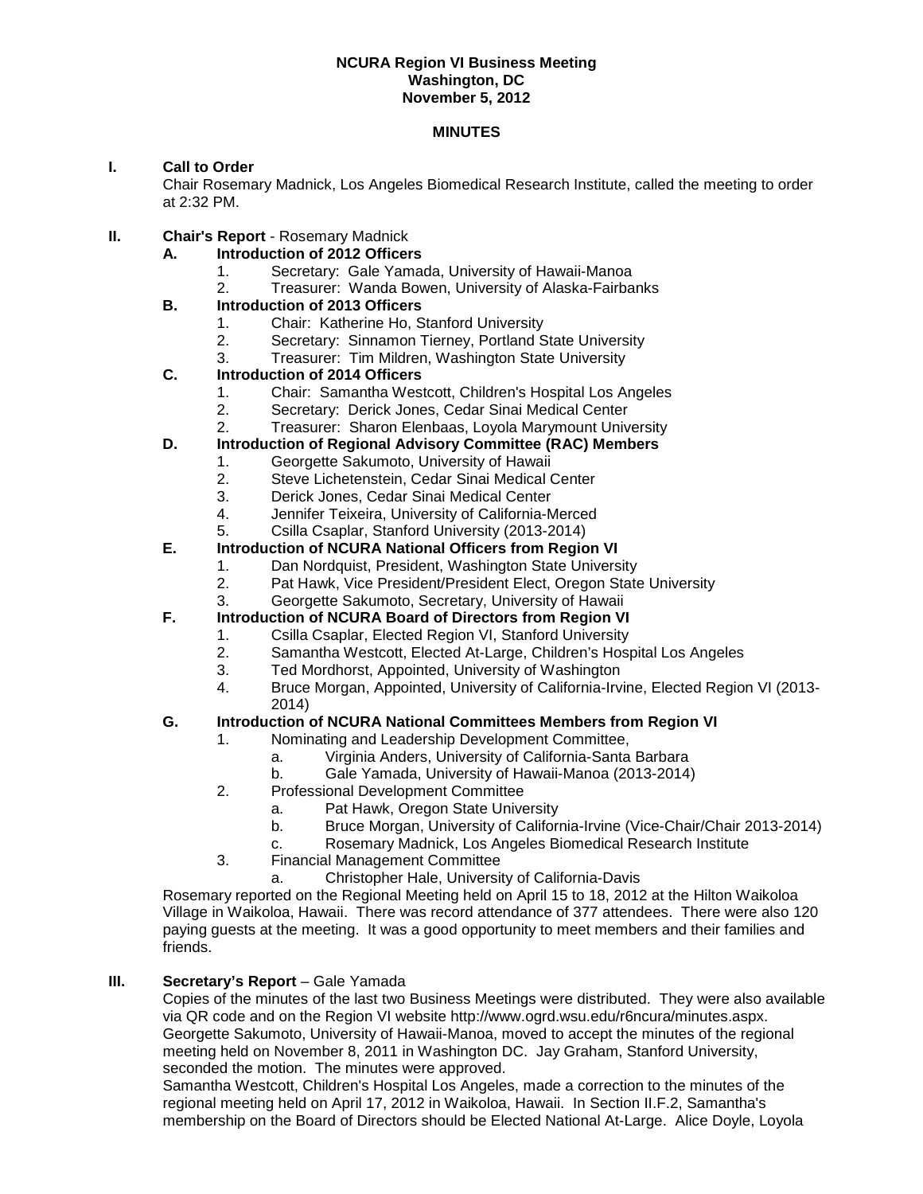**NCURA Region VI Business Meeting**
**Washington, DC**
**November 5, 2012**

**MINUTES**

**I. Call to Order**

Chair Rosemary Madnick, Los Angeles Biomedical Research Institute, called the meeting to order at 2:32 PM.

**II. Chair's Report** - Rosemary Madnick

**A. Introduction of 2012 Officers**

1. Secretary: Gale Yamada, University of Hawaii-Manoa
2. Treasurer: Wanda Bowen, University of Alaska-Fairbanks

**B. Introduction of 2013 Officers**

1. Chair: Katherine Ho, Stanford University
2. Secretary: Sinnamon Tierney, Portland State University
3. Treasurer: Tim Mildren, Washington State University

**C. Introduction of 2014 Officers**

1. Chair: Samantha Westcott, Children's Hospital Los Angeles
2. Secretary: Derick Jones, Cedar Sinai Medical Center
2. Treasurer: Sharon Elenbaas, Loyola Marymount University

**D. Introduction of Regional Advisory Committee (RAC) Members**

1. Georgette Sakumoto, University of Hawaii
2. Steve Lichetenstein, Cedar Sinai Medical Center
3. Derick Jones, Cedar Sinai Medical Center
4. Jennifer Teixeira, University of California-Merced
5. Csilla Csaplar, Stanford University (2013-2014)

**E. Introduction of NCURA National Officers from Region VI**

1. Dan Nordquist, President, Washington State University
2. Pat Hawk, Vice President/President Elect, Oregon State University
3. Georgette Sakumoto, Secretary, University of Hawaii

**F. Introduction of NCURA Board of Directors from Region VI**

1. Csilla Csaplar, Elected Region VI, Stanford University
2. Samantha Westcott, Elected At-Large, Children's Hospital Los Angeles
3. Ted Mordhorst, Appointed, University of Washington
4. Bruce Morgan, Appointed, University of California-Irvine, Elected Region VI (2013-2014)

**G. Introduction of NCURA National Committees Members from Region VI**

1. Nominating and Leadership Development Committee,
   a. Virginia Anders, University of California-Santa Barbara
   b. Gale Yamada, University of Hawaii-Manoa (2013-2014)
2. Professional Development Committee
   a. Pat Hawk, Oregon State University
   b. Bruce Morgan, University of California-Irvine (Vice-Chair/Chair 2013-2014)
   c. Rosemary Madnick, Los Angeles Biomedical Research Institute
3. Financial Management Committee
   a. Christopher Hale, University of California-Davis

Rosemary reported on the Regional Meeting held on April 15 to 18, 2012 at the Hilton Waikoloa Village in Waikoloa, Hawaii. There was record attendance of 377 attendees. There were also 120 paying guests at the meeting. It was a good opportunity to meet members and their families and friends.

**III. Secretary's Report** – Gale Yamada

Copies of the minutes of the last two Business Meetings were distributed. They were also available via QR code and on the Region VI website http://www.ogrd.wsu.edu/r6ncura/minutes.aspx. Georgette Sakumoto, University of Hawaii-Manoa, moved to accept the minutes of the regional meeting held on November 8, 2011 in Washington DC. Jay Graham, Stanford University, seconded the motion. The minutes were approved.

Samantha Westcott, Children's Hospital Los Angeles, made a correction to the minutes of the regional meeting held on April 17, 2012 in Waikoloa, Hawaii. In Section II.F.2, Samantha's membership on the Board of Directors should be Elected National At-Large. Alice Doyle, Loyola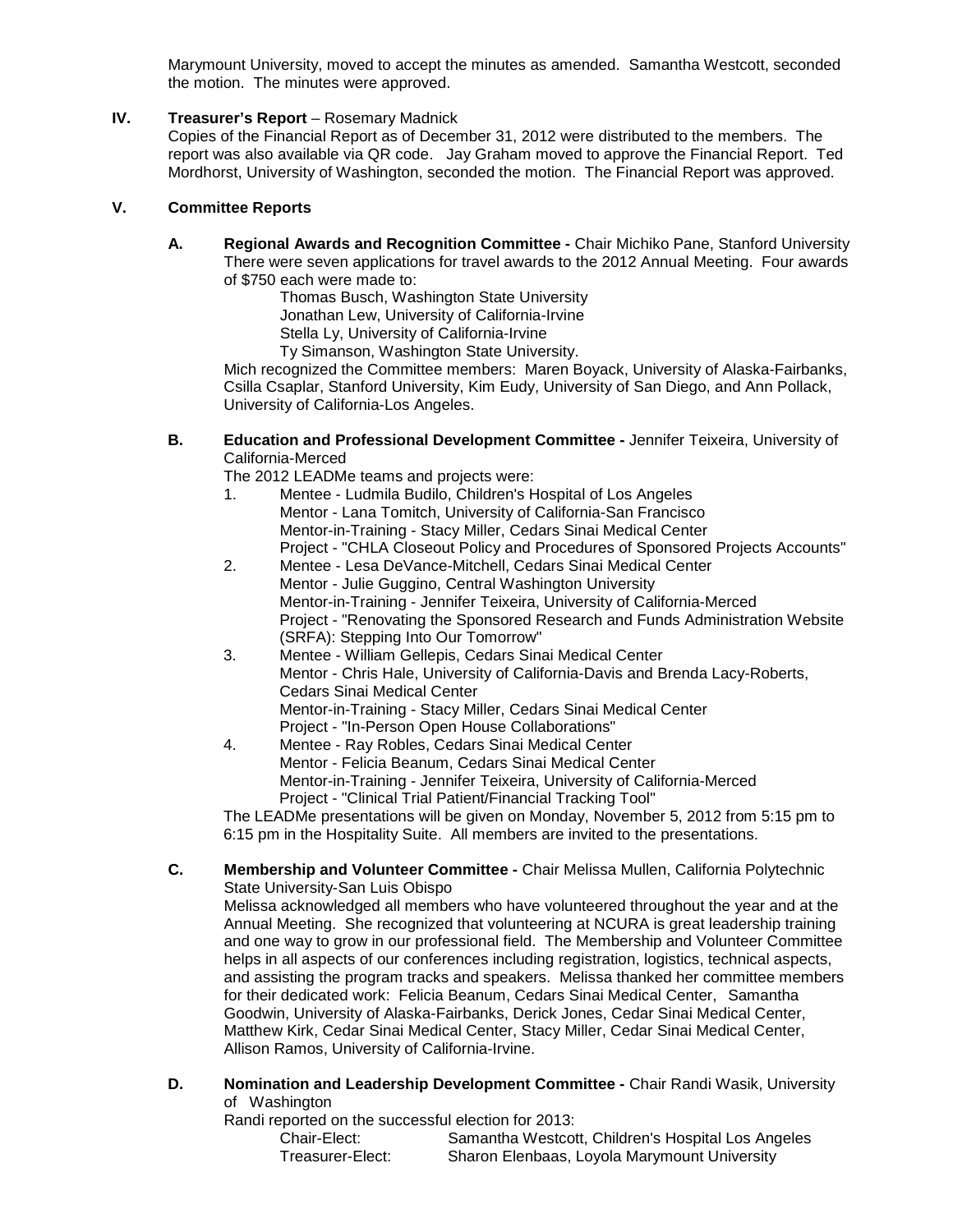Marymount University, moved to accept the minutes as amended. Samantha Westcott, seconded the motion. The minutes were approved.

## IV. Treasurer's Report – Rosemary Madnick

Copies of the Financial Report as of December 31, 2012 were distributed to the members. The report was also available via QR code. Jay Graham moved to approve the Financial Report. Ted Mordhorst, University of Washington, seconded the motion. The Financial Report was approved.

## V. Committee Reports

### A. Regional Awards and Recognition Committee - Chair Michiko Pane, Stanford University

There were seven applications for travel awards to the 2012 Annual Meeting. Four awards of $750 each were made to:

Thomas Busch, Washington State University  
Jonathan Lew, University of California-Irvine  
Stella Ly, University of California-Irvine  
Ty Simanson, Washington State University.

Mich recognized the Committee members: Maren Boyack, University of Alaska-Fairbanks, Csilla Csaplar, Stanford University, Kim Eudy, University of San Diego, and Ann Pollack, University of California-Los Angeles.

### B. Education and Professional Development Committee - Jennifer Teixeira, University of California-Merced

The 2012 LEADMe teams and projects were:

1. Mentee - Ludmila Budilo, Children's Hospital of Los Angeles  
   Mentor - Lana Tomitch, University of California-San Francisco  
   Mentor-in-Training - Stacy Miller, Cedars Sinai Medical Center  
   Project - "CHLA Closeout Policy and Procedures of Sponsored Projects Accounts"
2. Mentee - Lesa DeVance-Mitchell, Cedars Sinai Medical Center  
   Mentor - Julie Guggino, Central Washington University  
   Mentor-in-Training - Jennifer Teixeira, University of California-Merced  
   Project - "Renovating the Sponsored Research and Funds Administration Website (SRFA): Stepping Into Our Tomorrow"
3. Mentee - William Gellepis, Cedars Sinai Medical Center  
   Mentor - Chris Hale, University of California-Davis and Brenda Lacy-Roberts, Cedars Sinai Medical Center  
   Mentor-in-Training - Stacy Miller, Cedars Sinai Medical Center  
   Project - "In-Person Open House Collaborations"
4. Mentee - Ray Robles, Cedars Sinai Medical Center  
   Mentor - Felicia Beanum, Cedars Sinai Medical Center  
   Mentor-in-Training - Jennifer Teixeira, University of California-Merced  
   Project - "Clinical Trial Patient/Financial Tracking Tool"

The LEADMe presentations will be given on Monday, November 5, 2012 from 5:15 pm to 6:15 pm in the Hospitality Suite. All members are invited to the presentations.

### C. Membership and Volunteer Committee - Chair Melissa Mullen, California Polytechnic State University-San Luis Obispo

Melissa acknowledged all members who have volunteered throughout the year and at the Annual Meeting. She recognized that volunteering at NCURA is great leadership training and one way to grow in our professional field. The Membership and Volunteer Committee helps in all aspects of our conferences including registration, logistics, technical aspects, and assisting the program tracks and speakers. Melissa thanked her committee members for their dedicated work: Felicia Beanum, Cedars Sinai Medical Center, Samantha Goodwin, University of Alaska-Fairbanks, Derick Jones, Cedar Sinai Medical Center, Matthew Kirk, Cedar Sinai Medical Center, Stacy Miller, Cedar Sinai Medical Center, Allison Ramos, University of California-Irvine.

### D. Nomination and Leadership Development Committee - Chair Randi Wasik, University of Washington

Randi reported on the successful election for 2013:

Chair-Elect: Samantha Westcott, Children's Hospital Los Angeles  
Treasurer-Elect: Sharon Elenbaas, Loyola Marymount University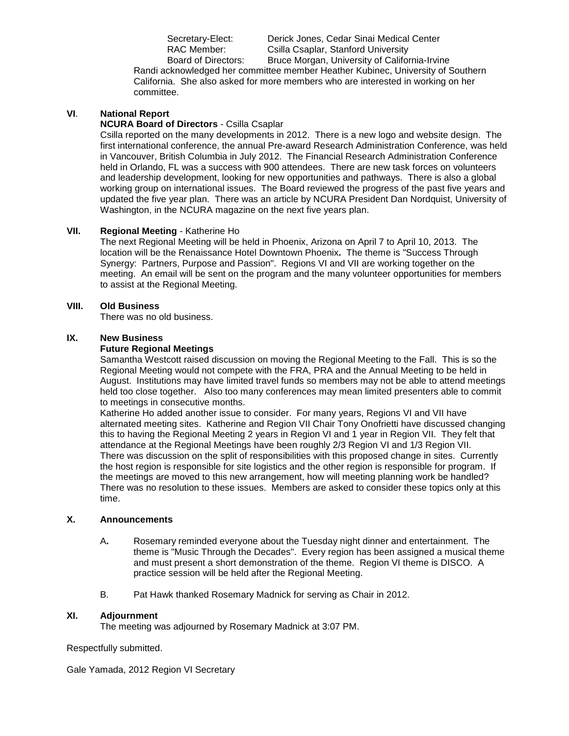Secretary-Elect: Derick Jones, Cedar Sinai Medical Center
RAC Member: Csilla Csaplar, Stanford University
Board of Directors: Bruce Morgan, University of California-Irvine

Randi acknowledged her committee member Heather Kubinec, University of Southern California. She also asked for more members who are interested in working on her committee.

**VI. National Report**

**NCURA Board of Directors** - Csilla Csaplar

Csilla reported on the many developments in 2012. There is a new logo and website design. The first international conference, the annual Pre-award Research Administration Conference, was held in Vancouver, British Columbia in July 2012. The Financial Research Administration Conference held in Orlando, FL was a success with 900 attendees. There are new task forces on volunteers and leadership development, looking for new opportunities and pathways. There is also a global working group on international issues. The Board reviewed the progress of the past five years and updated the five year plan. There was an article by NCURA President Dan Nordquist, University of Washington, in the NCURA magazine on the next five years plan.

**VII. Regional Meeting** - Katherine Ho

The next Regional Meeting will be held in Phoenix, Arizona on April 7 to April 10, 2013. The location will be the Renaissance Hotel Downtown Phoenix**.** The theme is "Success Through Synergy: Partners, Purpose and Passion". Regions VI and VII are working together on the meeting. An email will be sent on the program and the many volunteer opportunities for members to assist at the Regional Meeting.

**VIII. Old Business**

There was no old business.

**IX. New Business**

**Future Regional Meetings**

Samantha Westcott raised discussion on moving the Regional Meeting to the Fall. This is so the Regional Meeting would not compete with the FRA, PRA and the Annual Meeting to be held in August. Institutions may have limited travel funds so members may not be able to attend meetings held too close together. Also too many conferences may mean limited presenters able to commit to meetings in consecutive months.

Katherine Ho added another issue to consider. For many years, Regions VI and VII have alternated meeting sites. Katherine and Region VII Chair Tony Onofrietti have discussed changing this to having the Regional Meeting 2 years in Region VI and 1 year in Region VII. They felt that attendance at the Regional Meetings have been roughly 2/3 Region VI and 1/3 Region VII. There was discussion on the split of responsibilities with this proposed change in sites. Currently the host region is responsible for site logistics and the other region is responsible for program. If the meetings are moved to this new arrangement, how will meeting planning work be handled? There was no resolution to these issues. Members are asked to consider these topics only at this time.

**X. Announcements**

A**.** Rosemary reminded everyone about the Tuesday night dinner and entertainment. The theme is "Music Through the Decades". Every region has been assigned a musical theme and must present a short demonstration of the theme. Region VI theme is DISCO. A practice session will be held after the Regional Meeting.

B. Pat Hawk thanked Rosemary Madnick for serving as Chair in 2012.

**XI. Adjournment**

The meeting was adjourned by Rosemary Madnick at 3:07 PM.

Respectfully submitted.

Gale Yamada, 2012 Region VI Secretary